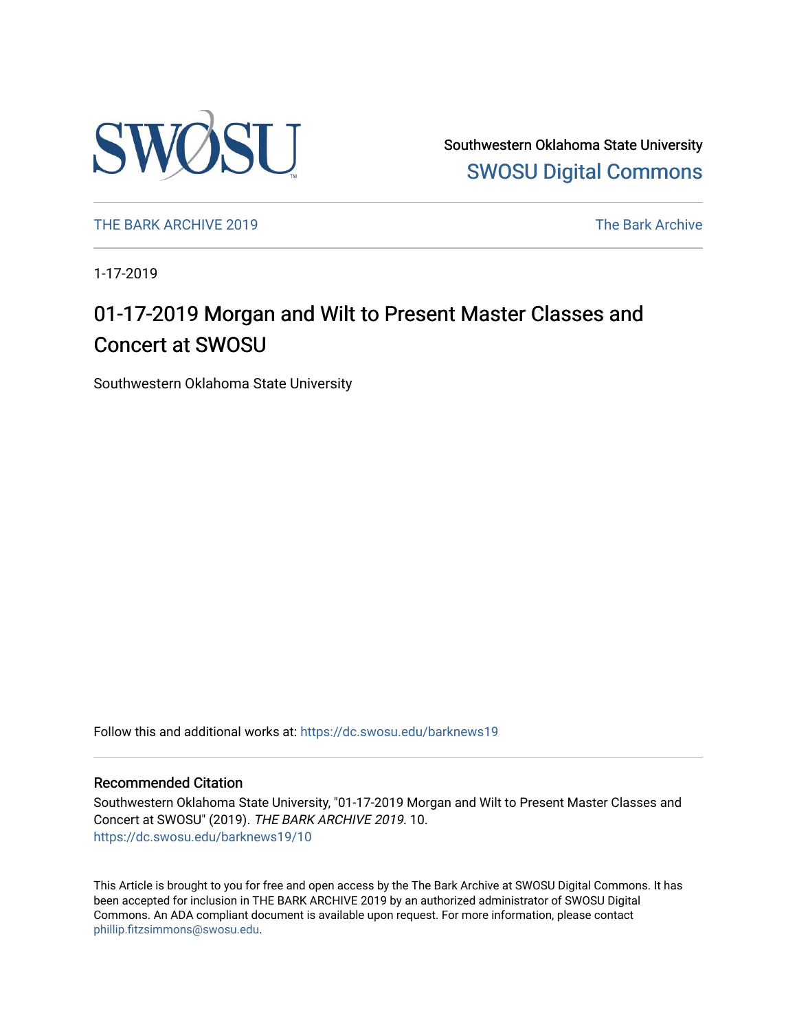Southwestern Oklahoma State University
SWOSU Digital Commons

THE BARK ARCHIVE 2019 | The Bark Archive

1-17-2019

# 01-17-2019 Morgan and Wilt to Present Master Classes and Concert at SWOSU

Southwestern Oklahoma State University

Follow this and additional works at: https://dc.swosu.edu/barknews19

## Recommended Citation

Southwestern Oklahoma State University, "01-17-2019 Morgan and Wilt to Present Master Classes and Concert at SWOSU" (2019). *THE BARK ARCHIVE 2019*. 10.
https://dc.swosu.edu/barknews19/10

This Article is brought to you for free and open access by the The Bark Archive at SWOSU Digital Commons. It has been accepted for inclusion in THE BARK ARCHIVE 2019 by an authorized administrator of SWOSU Digital Commons. An ADA compliant document is available upon request. For more information, please contact phillip.fitzsimmons@swosu.edu.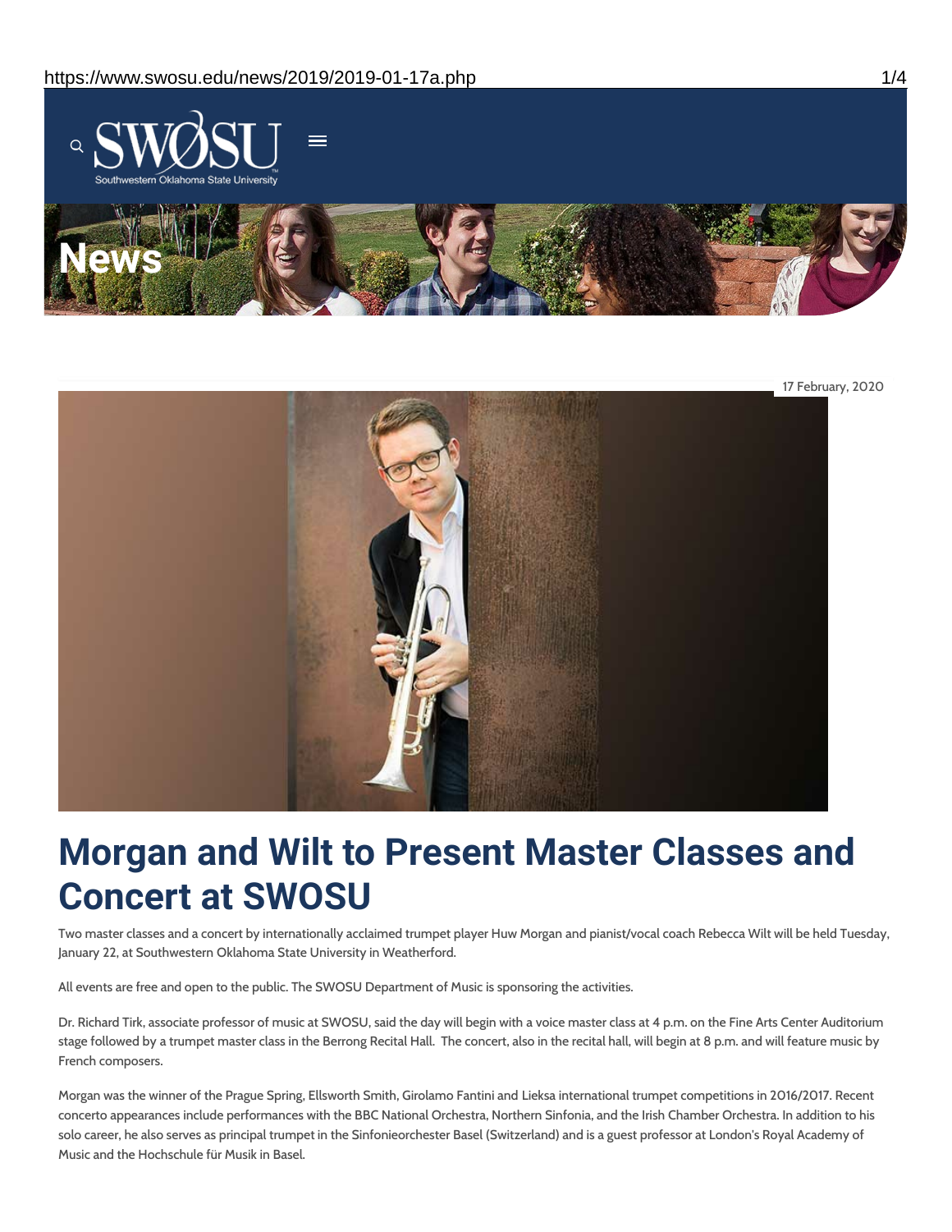17 February, 2020

# Morgan and Wilt to Present Master Classes and Concert at SWOSU

Two master classes and a concert by internationally acclaimed trumpet player Huw Morgan and pianist/vocal coach Rebecca Wilt will be held Tuesday, January 22, at Southwestern Oklahoma State University in Weatherford.

All events are free and open to the public. The SWOSU Department of Music is sponsoring the activities.

Dr. Richard Tirk, associate professor of music at SWOSU, said the day will begin with a voice master class at 4 p.m. on the Fine Arts Center Auditorium stage followed by a trumpet master class in the Berrong Recital Hall. The concert, also in the recital hall, will begin at 8 p.m. and will feature music by French composers.

Morgan was the winner of the Prague Spring, Ellsworth Smith, Girolamo Fantini and Lieksa international trumpet competitions in 2016/2017. Recent concerto appearances include performances with the BBC National Orchestra, Northern Sinfonia, and the Irish Chamber Orchestra. In addition to his solo career, he also serves as principal trumpet in the Sinfonieorchester Basel (Switzerland) and is a guest professor at London's Royal Academy of Music and the Hochschule für Musik in Basel.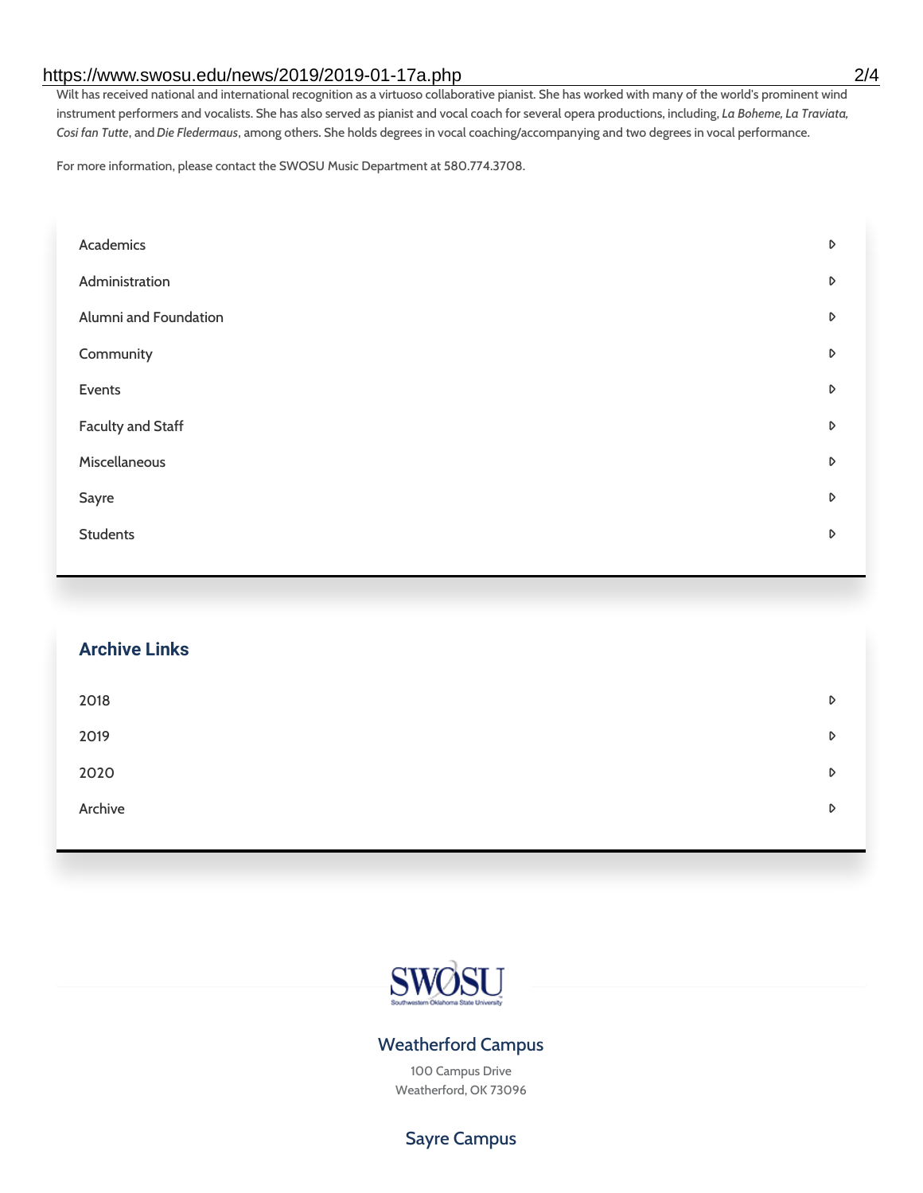Wilt has received national and international recognition as a virtuoso collaborative pianist. She has worked with many of the world's prominent wind instrument performers and vocalists. She has also served as pianist and vocal coach for several opera productions, including, *La Boheme, La Traviata, Cosi fan Tutte*, and *Die Fledermaus*, among others. She holds degrees in vocal coaching/accompanying and two degrees in vocal performance.

For more information, please contact the SWOSU Music Department at 580.774.3708.

- Academics
- Administration
- Alumni and Foundation
- Community
- Events
- Faculty and Staff
- Miscellaneous
- Sayre
- Students

## Archive Links

- 2018
- 2019
- 2020
- Archive

SWOSU
Southwestern Oklahoma State University

### Weatherford Campus

100 Campus Drive
Weatherford, OK 73096

### Sayre Campus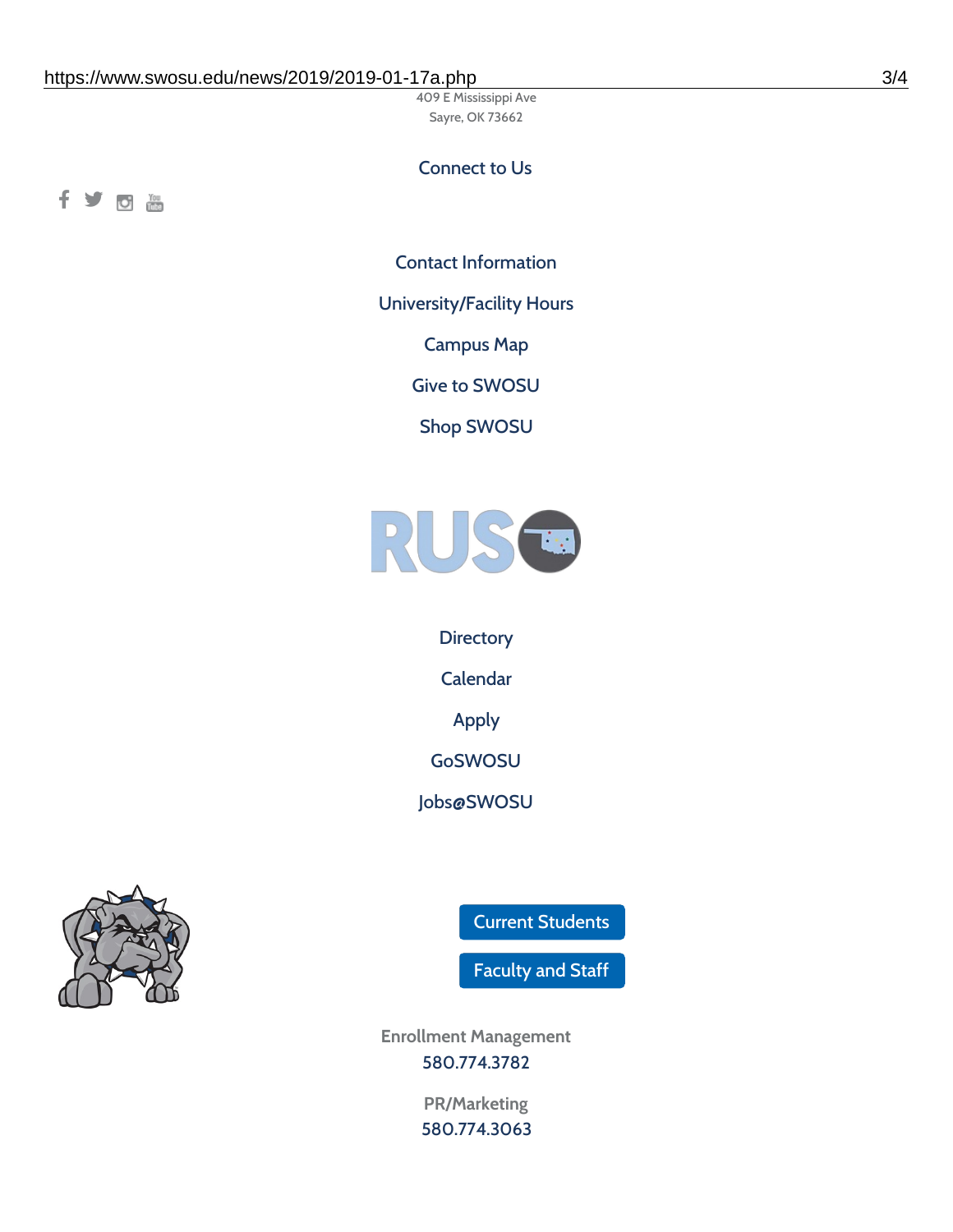409 E Mississippi Ave
Sayre, OK 73662

Connect to Us

Contact Information

University/Facility Hours

Campus Map

Give to SWOSU

Shop SWOSU

Directory

Calendar

Apply

GoSWOSU

Jobs@SWOSU

Current Students

Faculty and Staff

Enrollment Management
580.774.3782

PR/Marketing
580.774.3063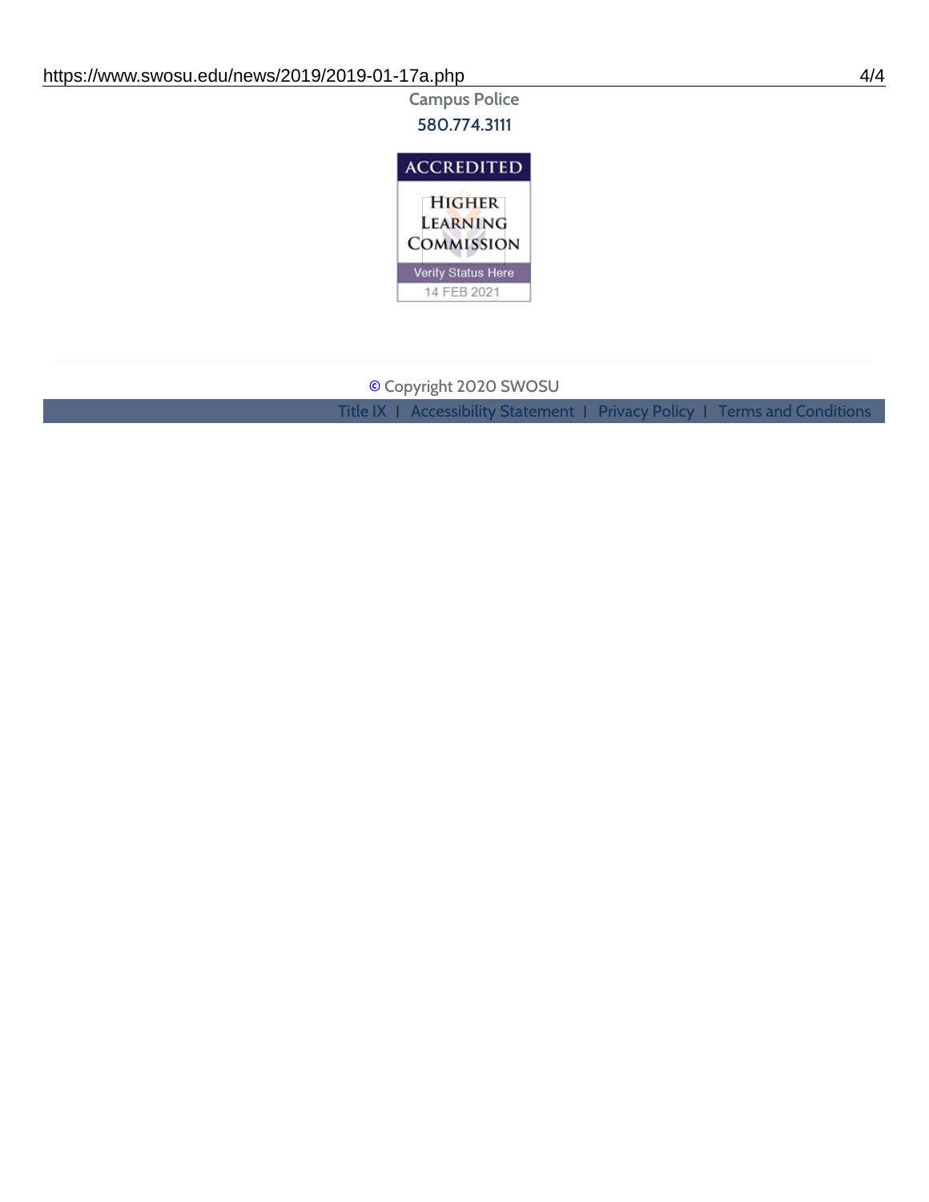Campus Police

580.774.3111

ACCREDITED

HIGHER LEARNING COMMISSION

Verify Status Here

14 FEB 2021

© Copyright 2020 SWOSU

Title IX | Accessibility Statement | Privacy Policy | Terms and Conditions